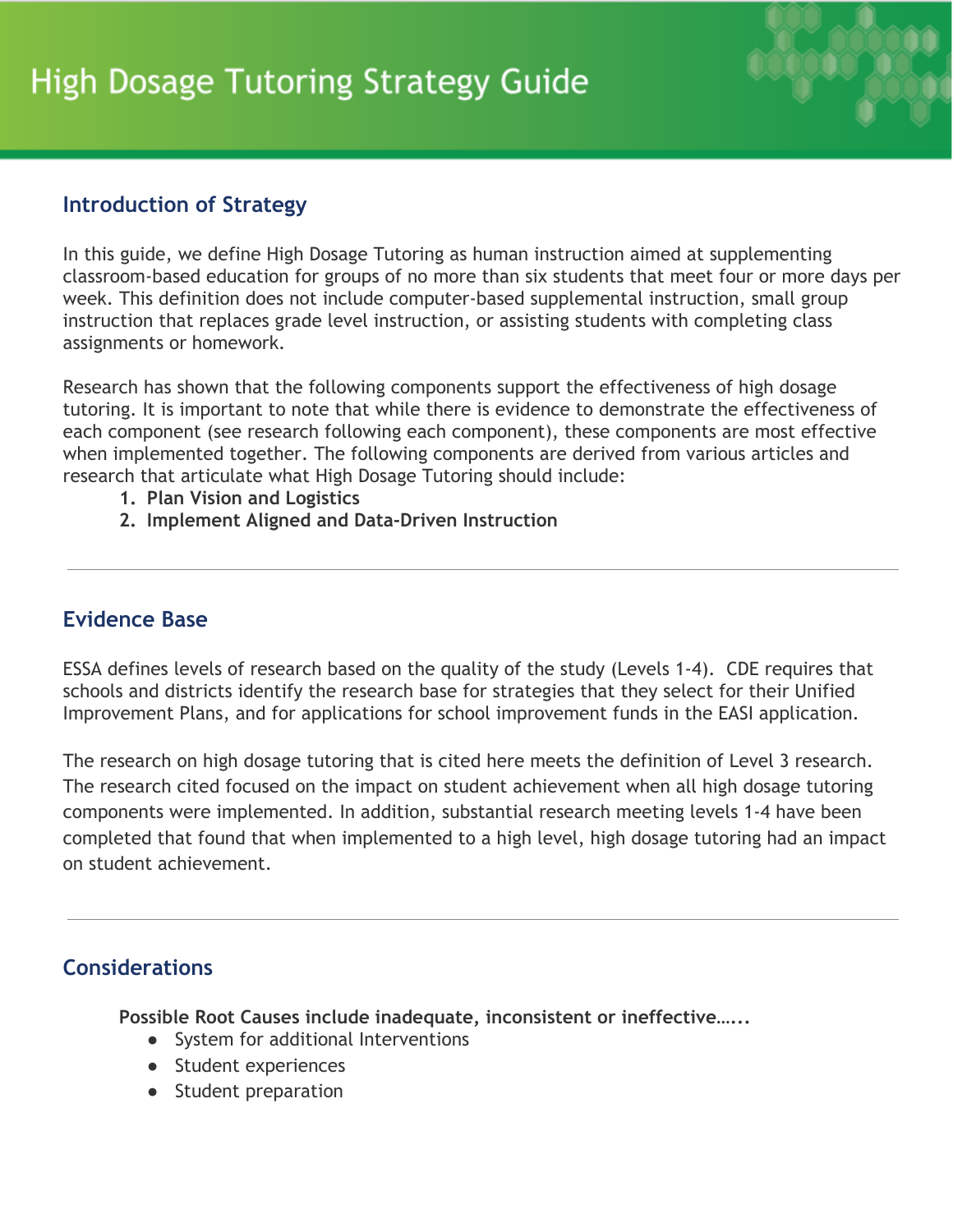# High Dosage Tutoring Strategy Guide

## Introduction of Strategy

In this guide, we define High Dosage Tutoring as human instruction aimed at supplementing classroom-based education for groups of no more than six students that meet four or more days per week. This definition does not include computer-based supplemental instruction, small group instruction that replaces grade level instruction, or assisting students with completing class assignments or homework.

Research has shown that the following components support the effectiveness of high dosage tutoring. It is important to note that while there is evidence to demonstrate the effectiveness of each component (see research following each component), these components are most effective when implemented together. The following components are derived from various articles and research that articulate what High Dosage Tutoring should include:

1. **Plan Vision and Logistics**
2. **Implement Aligned and Data-Driven Instruction**

---

## Evidence Base

ESSA defines levels of research based on the quality of the study (Levels 1-4). CDE requires that schools and districts identify the research base for strategies that they select for their Unified Improvement Plans, and for applications for school improvement funds in the EASI application.

The research on high dosage tutoring that is cited here meets the definition of Level 3 research. The research cited focused on the impact on student achievement when all high dosage tutoring components were implemented. In addition, substantial research meeting levels 1-4 have been completed that found that when implemented to a high level, high dosage tutoring had an impact on student achievement.

---

## Considerations

**Possible Root Causes include inadequate, inconsistent or ineffective…...**

- System for additional Interventions
- Student experiences
- Student preparation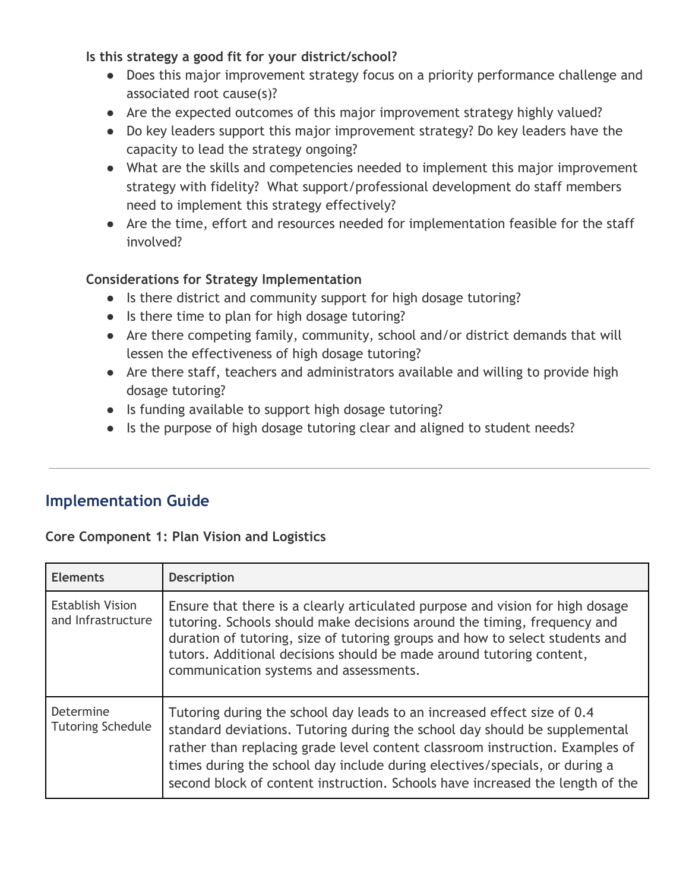**Is this strategy a good fit for your district/school?**

- Does this major improvement strategy focus on a priority performance challenge and associated root cause(s)?
- Are the expected outcomes of this major improvement strategy highly valued?
- Do key leaders support this major improvement strategy? Do key leaders have the capacity to lead the strategy ongoing?
- What are the skills and competencies needed to implement this major improvement strategy with fidelity? What support/professional development do staff members need to implement this strategy effectively?
- Are the time, effort and resources needed for implementation feasible for the staff involved?

**Considerations for Strategy Implementation**

- Is there district and community support for high dosage tutoring?
- Is there time to plan for high dosage tutoring?
- Are there competing family, community, school and/or district demands that will lessen the effectiveness of high dosage tutoring?
- Are there staff, teachers and administrators available and willing to provide high dosage tutoring?
- Is funding available to support high dosage tutoring?
- Is the purpose of high dosage tutoring clear and aligned to student needs?

---

## Implementation Guide

**Core Component 1: Plan Vision and Logistics**

| Elements | Description |
|---|---|
| Establish Vision and Infrastructure | Ensure that there is a clearly articulated purpose and vision for high dosage tutoring. Schools should make decisions around the timing, frequency and duration of tutoring, size of tutoring groups and how to select students and tutors. Additional decisions should be made around tutoring content, communication systems and assessments. |
| Determine Tutoring Schedule | Tutoring during the school day leads to an increased effect size of 0.4 standard deviations. Tutoring during the school day should be supplemental rather than replacing grade level content classroom instruction. Examples of times during the school day include during electives/specials, or during a second block of content instruction. Schools have increased the length of the |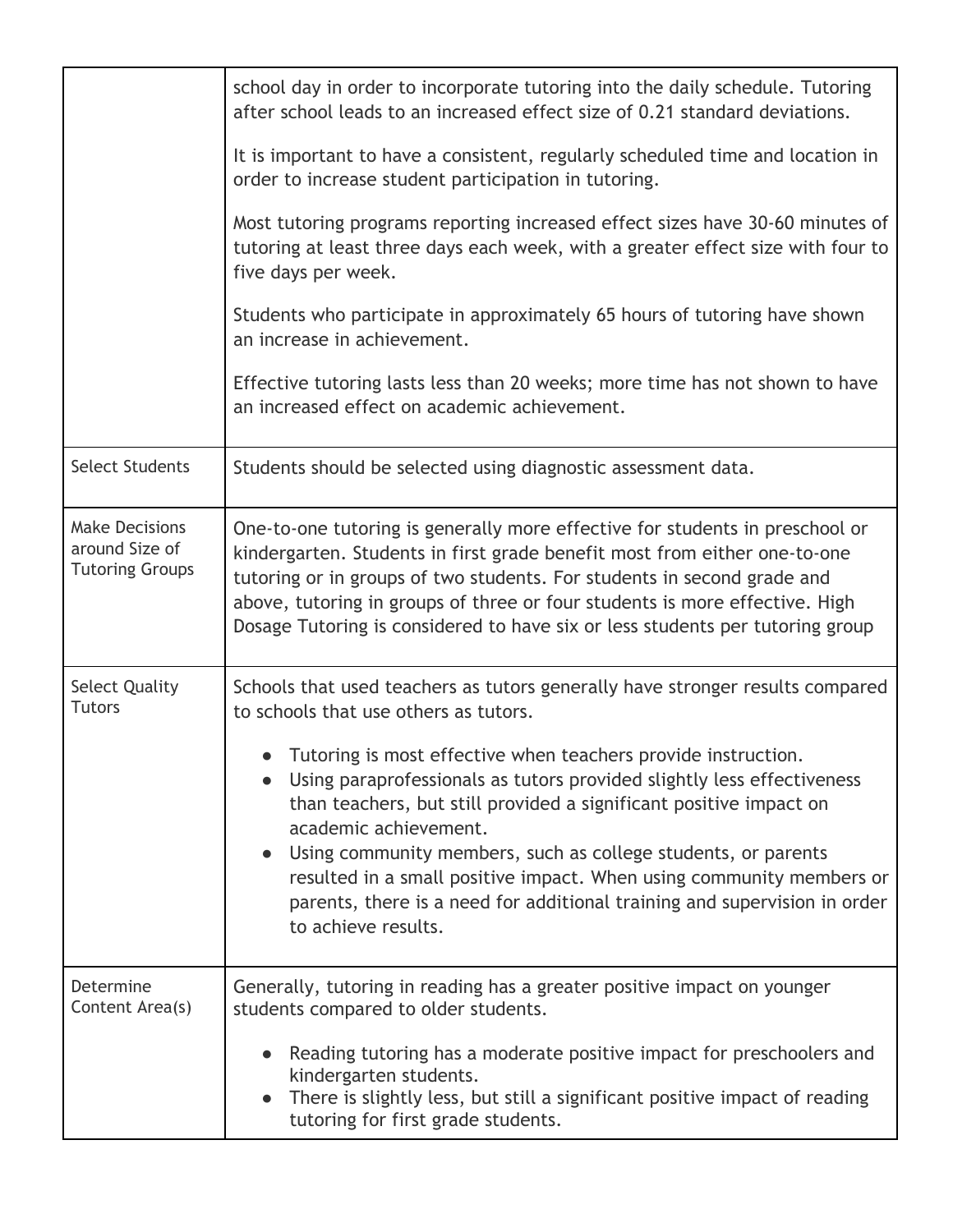| | |
|---|---|
| | school day in order to incorporate tutoring into the daily schedule. Tutoring after school leads to an increased effect size of 0.21 standard deviations.<br><br>It is important to have a consistent, regularly scheduled time and location in order to increase student participation in tutoring.<br><br>Most tutoring programs reporting increased effect sizes have 30-60 minutes of tutoring at least three days each week, with a greater effect size with four to five days per week.<br><br>Students who participate in approximately 65 hours of tutoring have shown an increase in achievement.<br><br>Effective tutoring lasts less than 20 weeks; more time has not shown to have an increased effect on academic achievement. |
| Select Students | Students should be selected using diagnostic assessment data. |
| Make Decisions around Size of Tutoring Groups | One-to-one tutoring is generally more effective for students in preschool or kindergarten. Students in first grade benefit most from either one-to-one tutoring or in groups of two students. For students in second grade and above, tutoring in groups of three or four students is more effective. High Dosage Tutoring is considered to have six or less students per tutoring group |
| Select Quality Tutors | Schools that used teachers as tutors generally have stronger results compared to schools that use others as tutors.<br><br>• Tutoring is most effective when teachers provide instruction.<br>• Using paraprofessionals as tutors provided slightly less effectiveness than teachers, but still provided a significant positive impact on academic achievement.<br>• Using community members, such as college students, or parents resulted in a small positive impact. When using community members or parents, there is a need for additional training and supervision in order to achieve results. |
| Determine Content Area(s) | Generally, tutoring in reading has a greater positive impact on younger students compared to older students.<br><br>• Reading tutoring has a moderate positive impact for preschoolers and kindergarten students.<br>• There is slightly less, but still a significant positive impact of reading tutoring for first grade students. |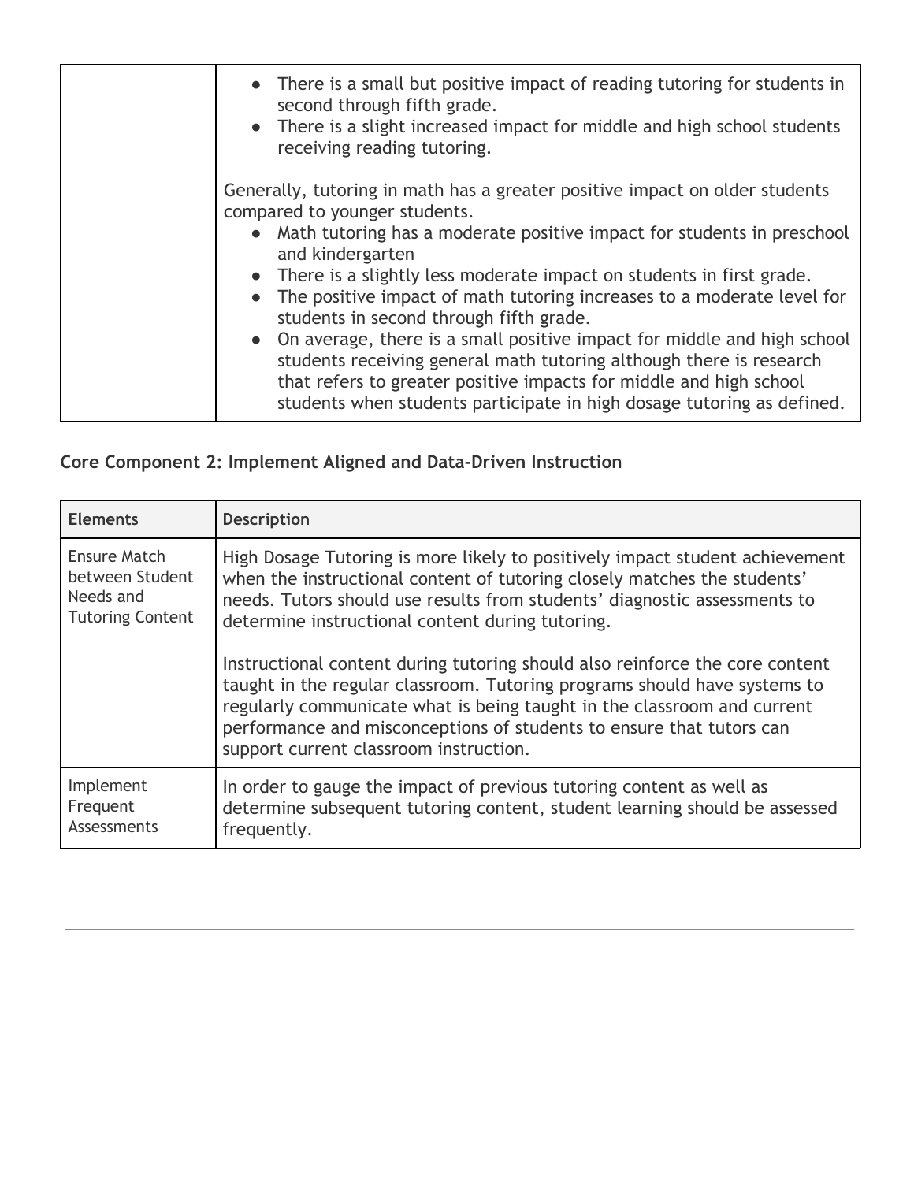| | |
|---|---|
| | • There is a small but positive impact of reading tutoring for students in second through fifth grade.<br>• There is a slight increased impact for middle and high school students receiving reading tutoring.<br><br>Generally, tutoring in math has a greater positive impact on older students compared to younger students.<br>• Math tutoring has a moderate positive impact for students in preschool and kindergarten<br>• There is a slightly less moderate impact on students in first grade.<br>• The positive impact of math tutoring increases to a moderate level for students in second through fifth grade.<br>• On average, there is a small positive impact for middle and high school students receiving general math tutoring although there is research that refers to greater positive impacts for middle and high school students when students participate in high dosage tutoring as defined. |

### Core Component 2: Implement Aligned and Data-Driven Instruction

| Elements | Description |
|---|---|
| Ensure Match between Student Needs and Tutoring Content | High Dosage Tutoring is more likely to positively impact student achievement when the instructional content of tutoring closely matches the students' needs. Tutors should use results from students' diagnostic assessments to determine instructional content during tutoring.<br><br>Instructional content during tutoring should also reinforce the core content taught in the regular classroom. Tutoring programs should have systems to regularly communicate what is being taught in the classroom and current performance and misconceptions of students to ensure that tutors can support current classroom instruction. |
| Implement Frequent Assessments | In order to gauge the impact of previous tutoring content as well as determine subsequent tutoring content, student learning should be assessed frequently. |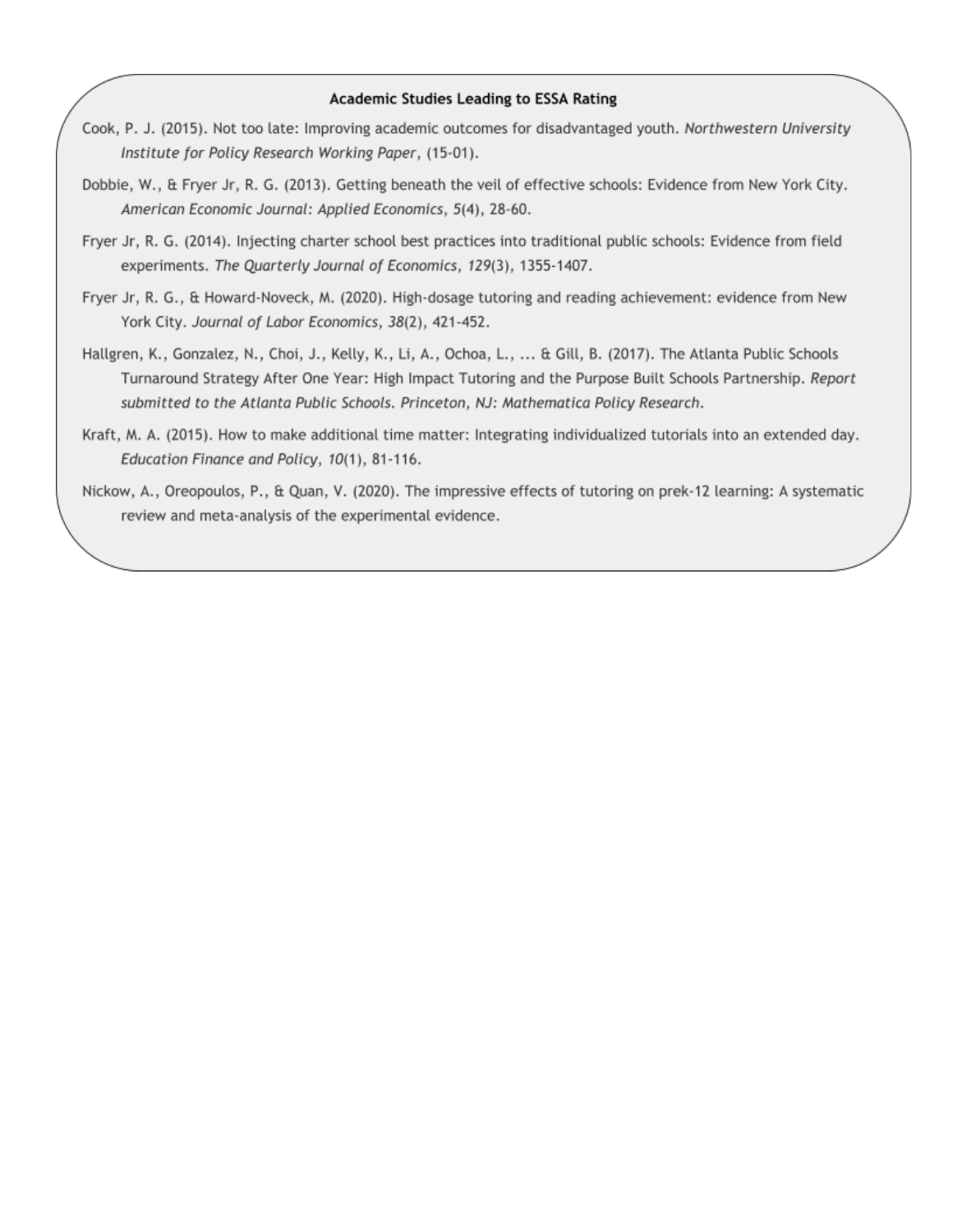**Academic Studies Leading to ESSA Rating**

Cook, P. J. (2015). Not too late: Improving academic outcomes for disadvantaged youth. *Northwestern University Institute for Policy Research Working Paper*, (15-01).

Dobbie, W., & Fryer Jr, R. G. (2013). Getting beneath the veil of effective schools: Evidence from New York City. *American Economic Journal: Applied Economics, 5*(4), 28-60.

Fryer Jr, R. G. (2014). Injecting charter school best practices into traditional public schools: Evidence from field experiments. *The Quarterly Journal of Economics, 129*(3), 1355-1407.

Fryer Jr, R. G., & Howard-Noveck, M. (2020). High-dosage tutoring and reading achievement: evidence from New York City. *Journal of Labor Economics, 38*(2), 421-452.

Hallgren, K., Gonzalez, N., Choi, J., Kelly, K., Li, A., Ochoa, L., ... & Gill, B. (2017). The Atlanta Public Schools Turnaround Strategy After One Year: High Impact Tutoring and the Purpose Built Schools Partnership. *Report submitted to the Atlanta Public Schools. Princeton, NJ: Mathematica Policy Research.*

Kraft, M. A. (2015). How to make additional time matter: Integrating individualized tutorials into an extended day. *Education Finance and Policy, 10*(1), 81-116.

Nickow, A., Oreopoulos, P., & Quan, V. (2020). The impressive effects of tutoring on prek-12 learning: A systematic review and meta-analysis of the experimental evidence.